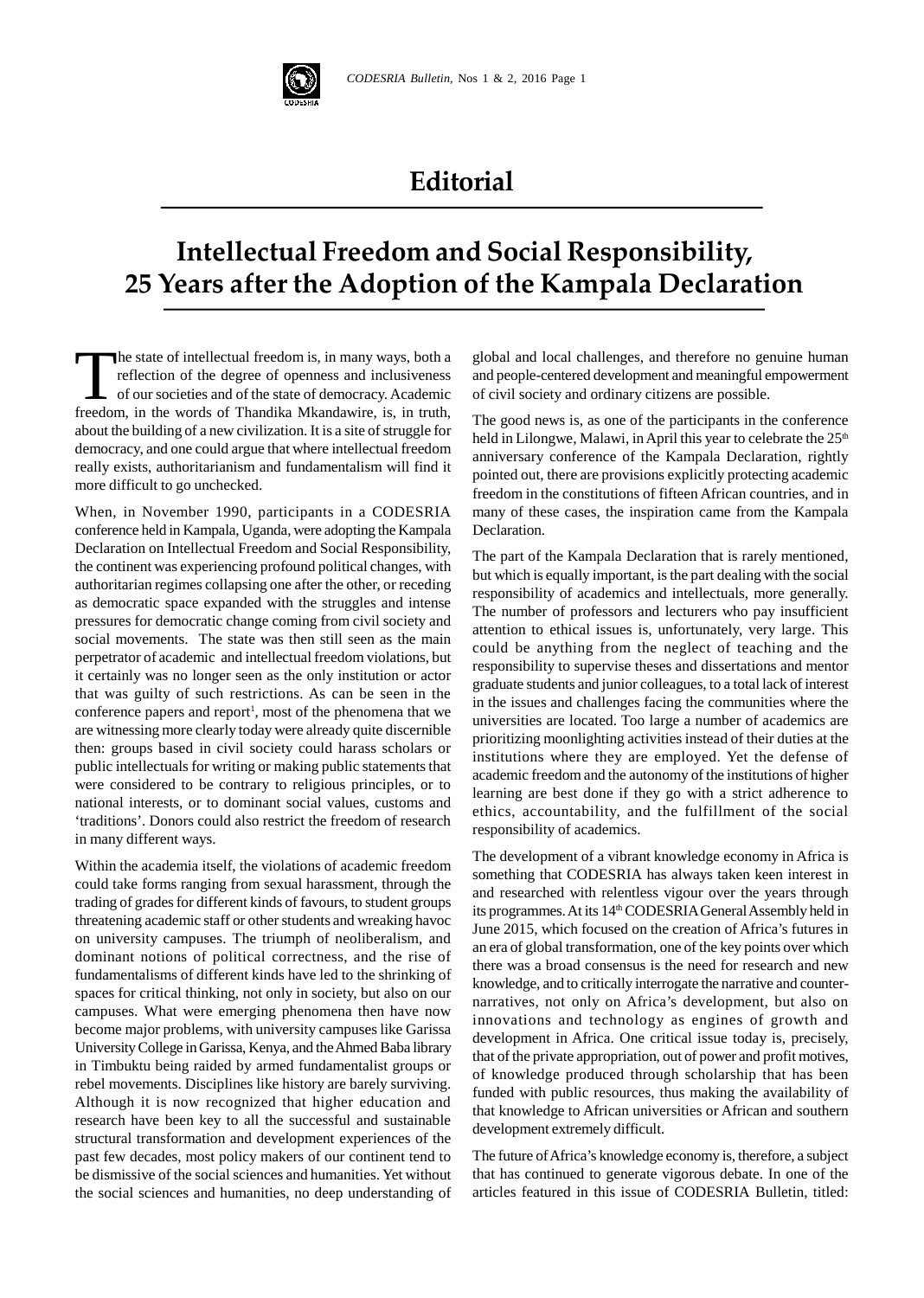# Editorial

## Intellectual Freedom and Social Responsibility, 25 Years after the Adoption of the Kampala Declaration

The state of intellectual freedom is, in many ways, both a reflection of the degree of openness and inclusiveness of our societies and of the state of democracy. Academic freedom, in the words of Thandika Mkandawire, is, in truth, about the building of a new civilization. It is a site of struggle for democracy, and one could argue that where intellectual freedom really exists, authoritarianism and fundamentalism will find it more difficult to go unchecked.

When, in November 1990, participants in a CODESRIA conference held in Kampala, Uganda, were adopting the Kampala Declaration on Intellectual Freedom and Social Responsibility, the continent was experiencing profound political changes, with authoritarian regimes collapsing one after the other, or receding as democratic space expanded with the struggles and intense pressures for democratic change coming from civil society and social movements. The state was then still seen as the main perpetrator of academic and intellectual freedom violations, but it certainly was no longer seen as the only institution or actor that was guilty of such restrictions. As can be seen in the conference papers and report[1], most of the phenomena that we are witnessing more clearly today were already quite discernible then: groups based in civil society could harass scholars or public intellectuals for writing or making public statements that were considered to be contrary to religious principles, or to national interests, or to dominant social values, customs and 'traditions'. Donors could also restrict the freedom of research in many different ways.

Within the academia itself, the violations of academic freedom could take forms ranging from sexual harassment, through the trading of grades for different kinds of favours, to student groups threatening academic staff or other students and wreaking havoc on university campuses. The triumph of neoliberalism, and dominant notions of political correctness, and the rise of fundamentalisms of different kinds have led to the shrinking of spaces for critical thinking, not only in society, but also on our campuses. What were emerging phenomena then have now become major problems, with university campuses like Garissa University College in Garissa, Kenya, and the Ahmed Baba library in Timbuktu being raided by armed fundamentalist groups or rebel movements. Disciplines like history are barely surviving. Although it is now recognized that higher education and research have been key to all the successful and sustainable structural transformation and development experiences of the past few decades, most policy makers of our continent tend to be dismissive of the social sciences and humanities. Yet without the social sciences and humanities, no deep understanding of global and local challenges, and therefore no genuine human and people-centered development and meaningful empowerment of civil society and ordinary citizens are possible.

The good news is, as one of the participants in the conference held in Lilongwe, Malawi, in April this year to celebrate the 25th anniversary conference of the Kampala Declaration, rightly pointed out, there are provisions explicitly protecting academic freedom in the constitutions of fifteen African countries, and in many of these cases, the inspiration came from the Kampala Declaration.

The part of the Kampala Declaration that is rarely mentioned, but which is equally important, is the part dealing with the social responsibility of academics and intellectuals, more generally. The number of professors and lecturers who pay insufficient attention to ethical issues is, unfortunately, very large. This could be anything from the neglect of teaching and the responsibility to supervise theses and dissertations and mentor graduate students and junior colleagues, to a total lack of interest in the issues and challenges facing the communities where the universities are located. Too large a number of academics are prioritizing moonlighting activities instead of their duties at the institutions where they are employed. Yet the defense of academic freedom and the autonomy of the institutions of higher learning are best done if they go with a strict adherence to ethics, accountability, and the fulfillment of the social responsibility of academics.

The development of a vibrant knowledge economy in Africa is something that CODESRIA has always taken keen interest in and researched with relentless vigour over the years through its programmes. At its 14th CODESRIA General Assembly held in June 2015, which focused on the creation of Africa's futures in an era of global transformation, one of the key points over which there was a broad consensus is the need for research and new knowledge, and to critically interrogate the narrative and counter-narratives, not only on Africa's development, but also on innovations and technology as engines of growth and development in Africa. One critical issue today is, precisely, that of the private appropriation, out of power and profit motives, of knowledge produced through scholarship that has been funded with public resources, thus making the availability of that knowledge to African universities or African and southern development extremely difficult.

The future of Africa's knowledge economy is, therefore, a subject that has continued to generate vigorous debate. In one of the articles featured in this issue of CODESRIA Bulletin, titled: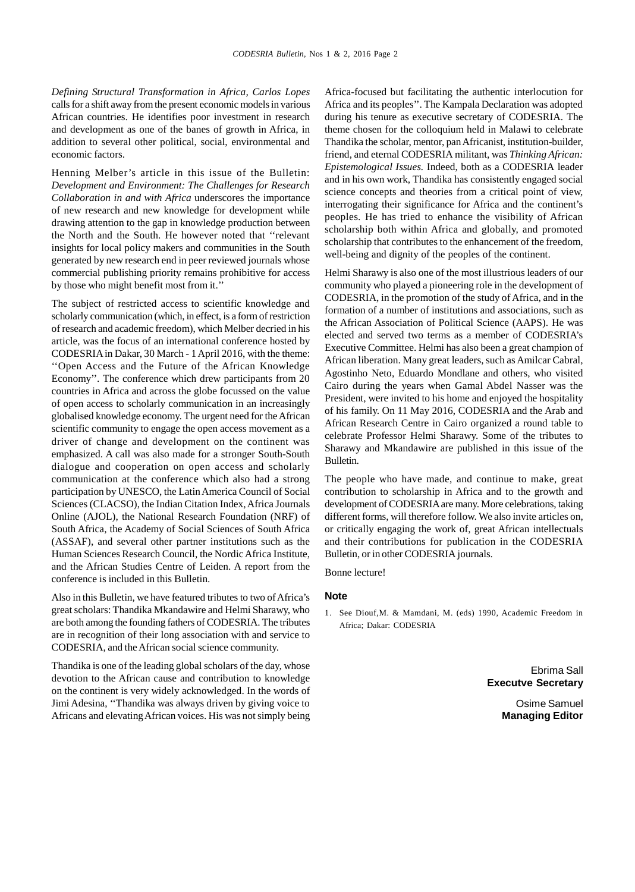*Defining Structural Transformation in Africa, Carlos Lopes* calls for a shift away from the present economic models in various African countries. He identifies poor investment in research and development as one of the banes of growth in Africa, in addition to several other political, social, environmental and economic factors.

Henning Melber's article in this issue of the Bulletin: *Development and Environment: The Challenges for Research Collaboration in and with Africa* underscores the importance of new research and new knowledge for development while drawing attention to the gap in knowledge production between the North and the South. He however noted that ''relevant insights for local policy makers and communities in the South generated by new research end in peer reviewed journals whose commercial publishing priority remains prohibitive for access by those who might benefit most from it.''

The subject of restricted access to scientific knowledge and scholarly communication (which, in effect, is a form of restriction of research and academic freedom), which Melber decried in his article, was the focus of an international conference hosted by CODESRIA in Dakar, 30 March - 1 April 2016, with the theme: ''Open Access and the Future of the African Knowledge Economy''. The conference which drew participants from 20 countries in Africa and across the globe focussed on the value of open access to scholarly communication in an increasingly globalised knowledge economy. The urgent need for the African scientific community to engage the open access movement as a driver of change and development on the continent was emphasized. A call was also made for a stronger South-South dialogue and cooperation on open access and scholarly communication at the conference which also had a strong participation by UNESCO, the Latin America Council of Social Sciences (CLACSO), the Indian Citation Index, Africa Journals Online (AJOL), the National Research Foundation (NRF) of South Africa, the Academy of Social Sciences of South Africa (ASSAF), and several other partner institutions such as the Human Sciences Research Council, the Nordic Africa Institute, and the African Studies Centre of Leiden. A report from the conference is included in this Bulletin.

Also in this Bulletin, we have featured tributes to two of Africa's great scholars: Thandika Mkandawire and Helmi Sharawy, who are both among the founding fathers of CODESRIA. The tributes are in recognition of their long association with and service to CODESRIA, and the African social science community.

Thandika is one of the leading global scholars of the day, whose devotion to the African cause and contribution to knowledge on the continent is very widely acknowledged. In the words of Jimi Adesina, ''Thandika was always driven by giving voice to Africans and elevating African voices. His was not simply being Africa-focused but facilitating the authentic interlocution for Africa and its peoples''. The Kampala Declaration was adopted during his tenure as executive secretary of CODESRIA. The theme chosen for the colloquium held in Malawi to celebrate Thandika the scholar, mentor, pan Africanist, institution-builder, friend, and eternal CODESRIA militant, was *Thinking African: Epistemological Issues.* Indeed, both as a CODESRIA leader and in his own work, Thandika has consistently engaged social science concepts and theories from a critical point of view, interrogating their significance for Africa and the continent's peoples. He has tried to enhance the visibility of African scholarship both within Africa and globally, and promoted scholarship that contributes to the enhancement of the freedom, well-being and dignity of the peoples of the continent.

Helmi Sharawy is also one of the most illustrious leaders of our community who played a pioneering role in the development of CODESRIA, in the promotion of the study of Africa, and in the formation of a number of institutions and associations, such as the African Association of Political Science (AAPS). He was elected and served two terms as a member of CODESRIA's Executive Committee. Helmi has also been a great champion of African liberation. Many great leaders, such as Amilcar Cabral, Agostinho Neto, Eduardo Mondlane and others, who visited Cairo during the years when Gamal Abdel Nasser was the President, were invited to his home and enjoyed the hospitality of his family. On 11 May 2016, CODESRIA and the Arab and African Research Centre in Cairo organized a round table to celebrate Professor Helmi Sharawy. Some of the tributes to Sharawy and Mkandawire are published in this issue of the Bulletin.

The people who have made, and continue to make, great contribution to scholarship in Africa and to the growth and development of CODESRIA are many. More celebrations, taking different forms, will therefore follow. We also invite articles on, or critically engaging the work of, great African intellectuals and their contributions for publication in the CODESRIA Bulletin, or in other CODESRIA journals.

Bonne lecture!

## Note

1. See Diouf,M. & Mamdani, M. (eds) 1990, Academic Freedom in Africa; Dakar: CODESRIA

Ebrima Sall
**Executve Secretary**

Osime Samuel
**Managing Editor**